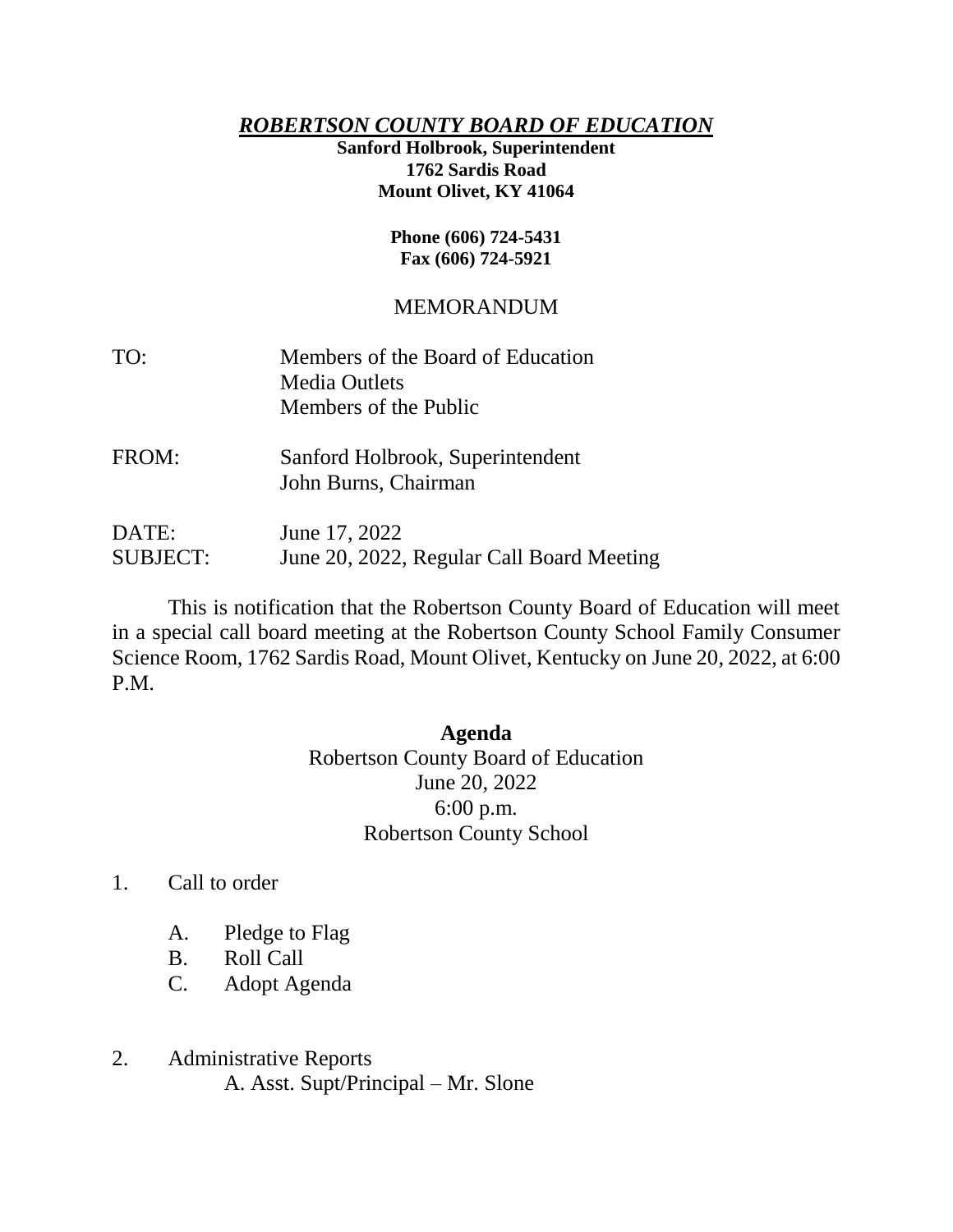***ROBERTSON COUNTY BOARD OF EDUCATION***

**Sanford Holbrook, Superintendent**
**1762 Sardis Road**
**Mount Olivet, KY 41064**

**Phone (606) 724-5431**
**Fax (606) 724-5921**

MEMORANDUM

| | |
|---|---|
| TO: | Members of the Board of Education<br>Media Outlets<br>Members of the Public |
| FROM: | Sanford Holbrook, Superintendent<br>John Burns, Chairman |
| DATE: | June 17, 2022 |
| SUBJECT: | June 20, 2022, Regular Call Board Meeting |

This is notification that the Robertson County Board of Education will meet in a special call board meeting at the Robertson County School Family Consumer Science Room, 1762 Sardis Road, Mount Olivet, Kentucky on June 20, 2022, at 6:00 P.M.

**Agenda**
Robertson County Board of Education
June 20, 2022
6:00 p.m.
Robertson County School

1. Call to order
   - A. Pledge to Flag
   - B. Roll Call
   - C. Adopt Agenda

2. Administrative Reports
   - A. Asst. Supt/Principal – Mr. Slone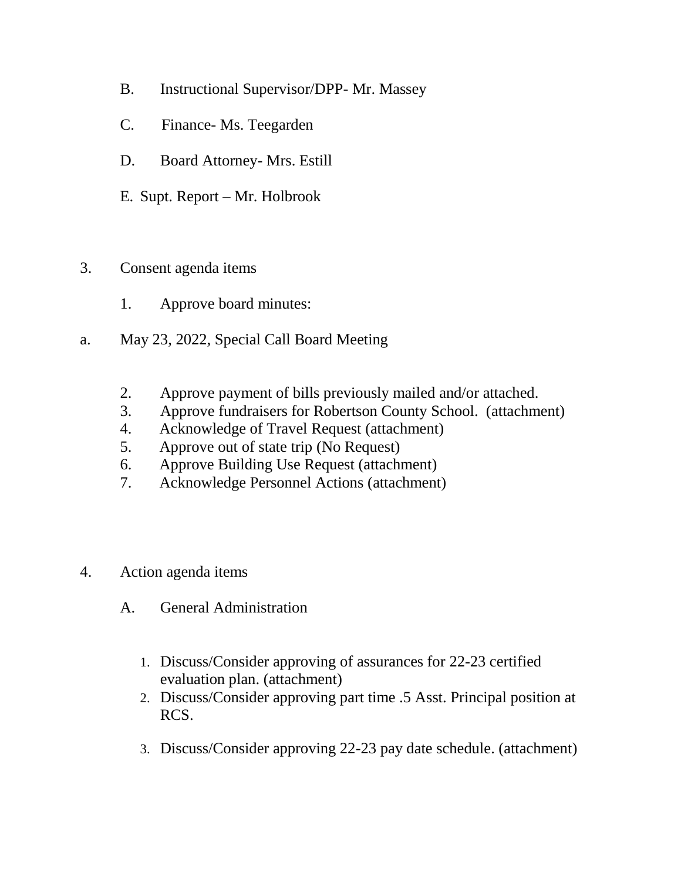B. Instructional Supervisor/DPP- Mr. Massey

C. Finance- Ms. Teegarden

D. Board Attorney- Mrs. Estill

E. Supt. Report – Mr. Holbrook

3. Consent agenda items

   1. Approve board minutes:

a. May 23, 2022, Special Call Board Meeting

   2. Approve payment of bills previously mailed and/or attached.
   3. Approve fundraisers for Robertson County School. (attachment)
   4. Acknowledge of Travel Request (attachment)
   5. Approve out of state trip (No Request)
   6. Approve Building Use Request (attachment)
   7. Acknowledge Personnel Actions (attachment)

4. Action agenda items

   A. General Administration

      1. Discuss/Consider approving of assurances for 22-23 certified evaluation plan. (attachment)
      2. Discuss/Consider approving part time .5 Asst. Principal position at RCS.
      3. Discuss/Consider approving 22-23 pay date schedule. (attachment)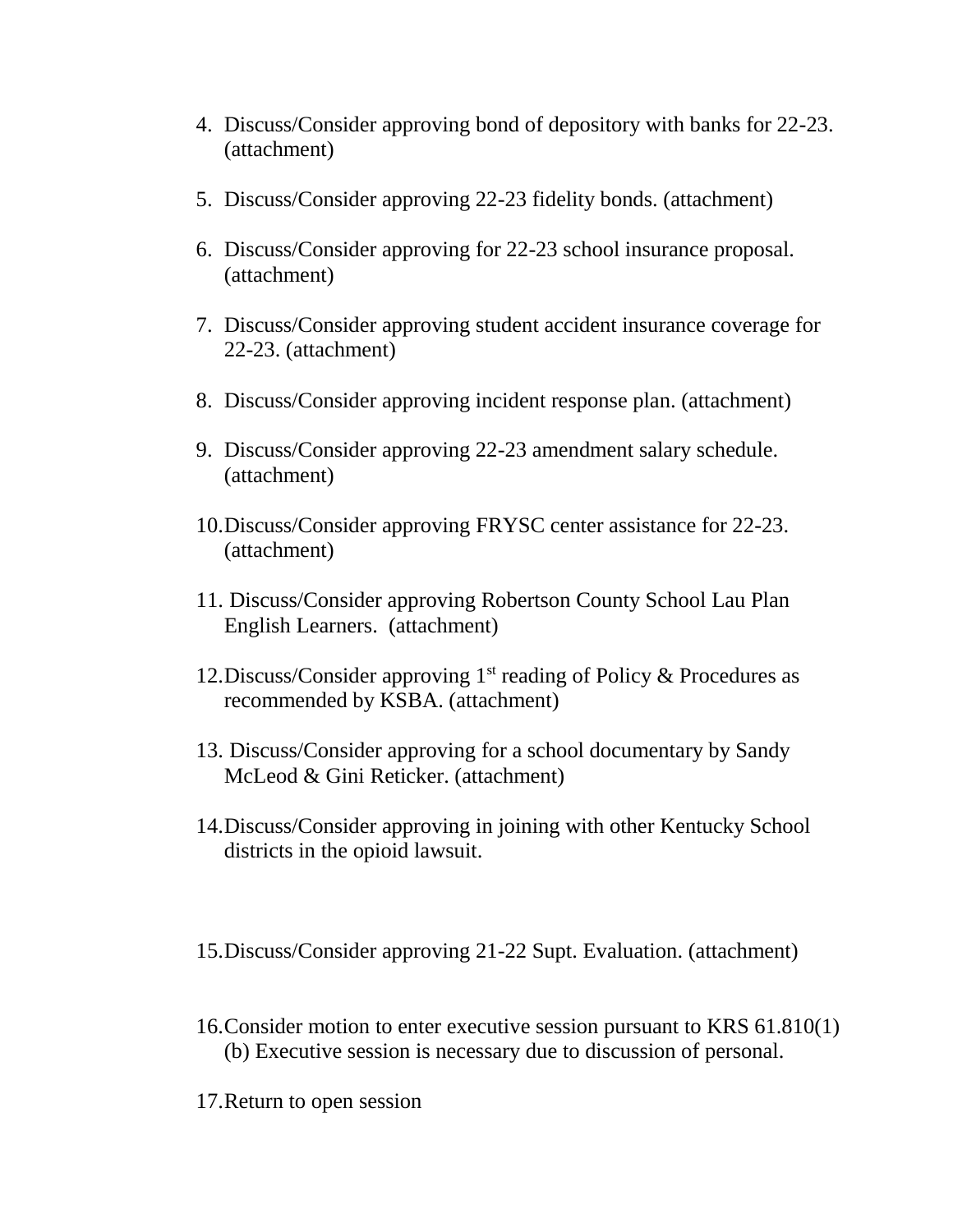4. Discuss/Consider approving bond of depository with banks for 22-23. (attachment)

5. Discuss/Consider approving 22-23 fidelity bonds. (attachment)

6. Discuss/Consider approving for 22-23 school insurance proposal. (attachment)

7. Discuss/Consider approving student accident insurance coverage for 22-23. (attachment)

8. Discuss/Consider approving incident response plan. (attachment)

9. Discuss/Consider approving 22-23 amendment salary schedule. (attachment)

10. Discuss/Consider approving FRYSC center assistance for 22-23. (attachment)

11. Discuss/Consider approving Robertson County School Lau Plan English Learners. (attachment)

12. Discuss/Consider approving 1st reading of Policy & Procedures as recommended by KSBA. (attachment)

13. Discuss/Consider approving for a school documentary by Sandy McLeod & Gini Reticker. (attachment)

14. Discuss/Consider approving in joining with other Kentucky School districts in the opioid lawsuit.

15. Discuss/Consider approving 21-22 Supt. Evaluation. (attachment)

16. Consider motion to enter executive session pursuant to KRS 61.810(1)(b) Executive session is necessary due to discussion of personal.

17. Return to open session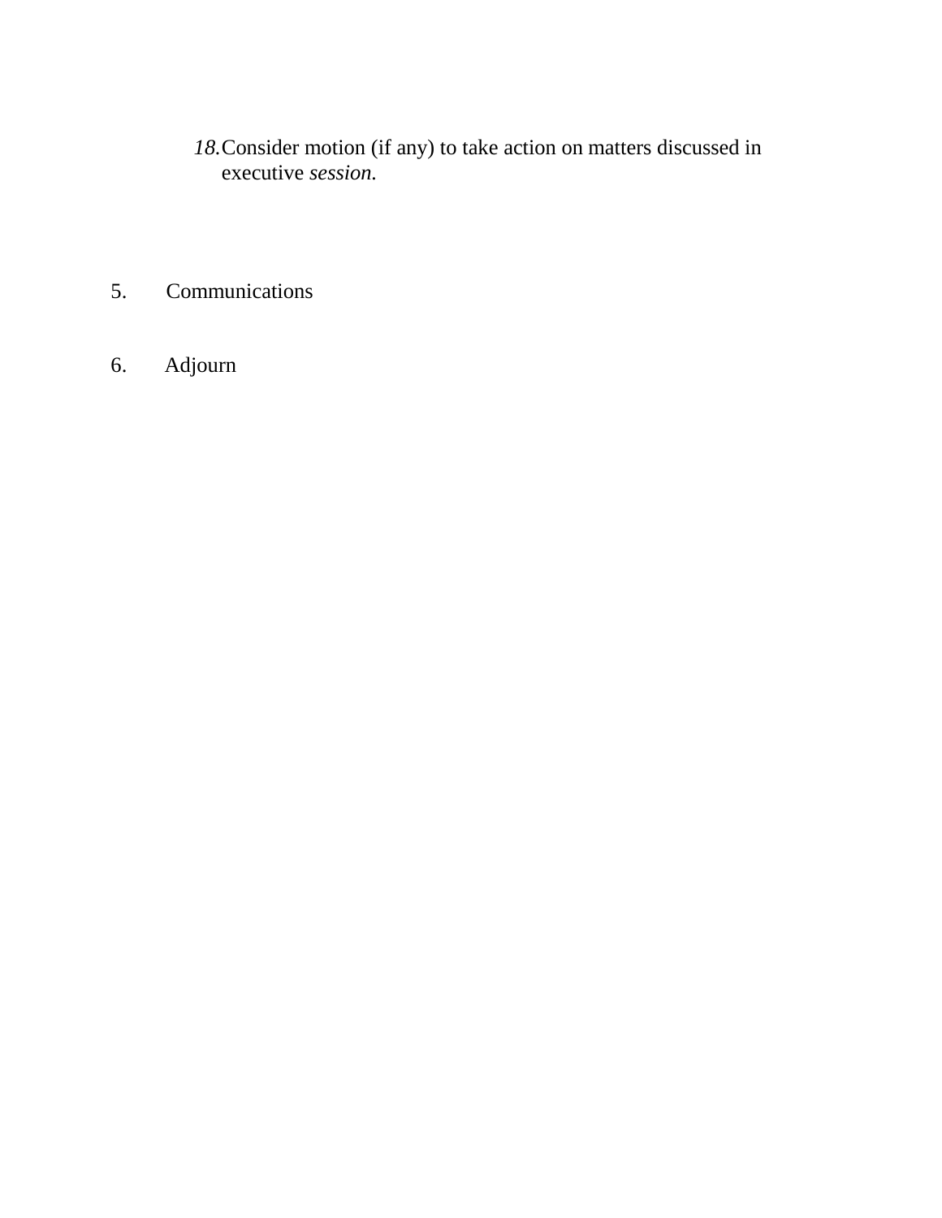*18.*Consider motion (if any) to take action on matters discussed in executive *session.*

5. Communications

6. Adjourn